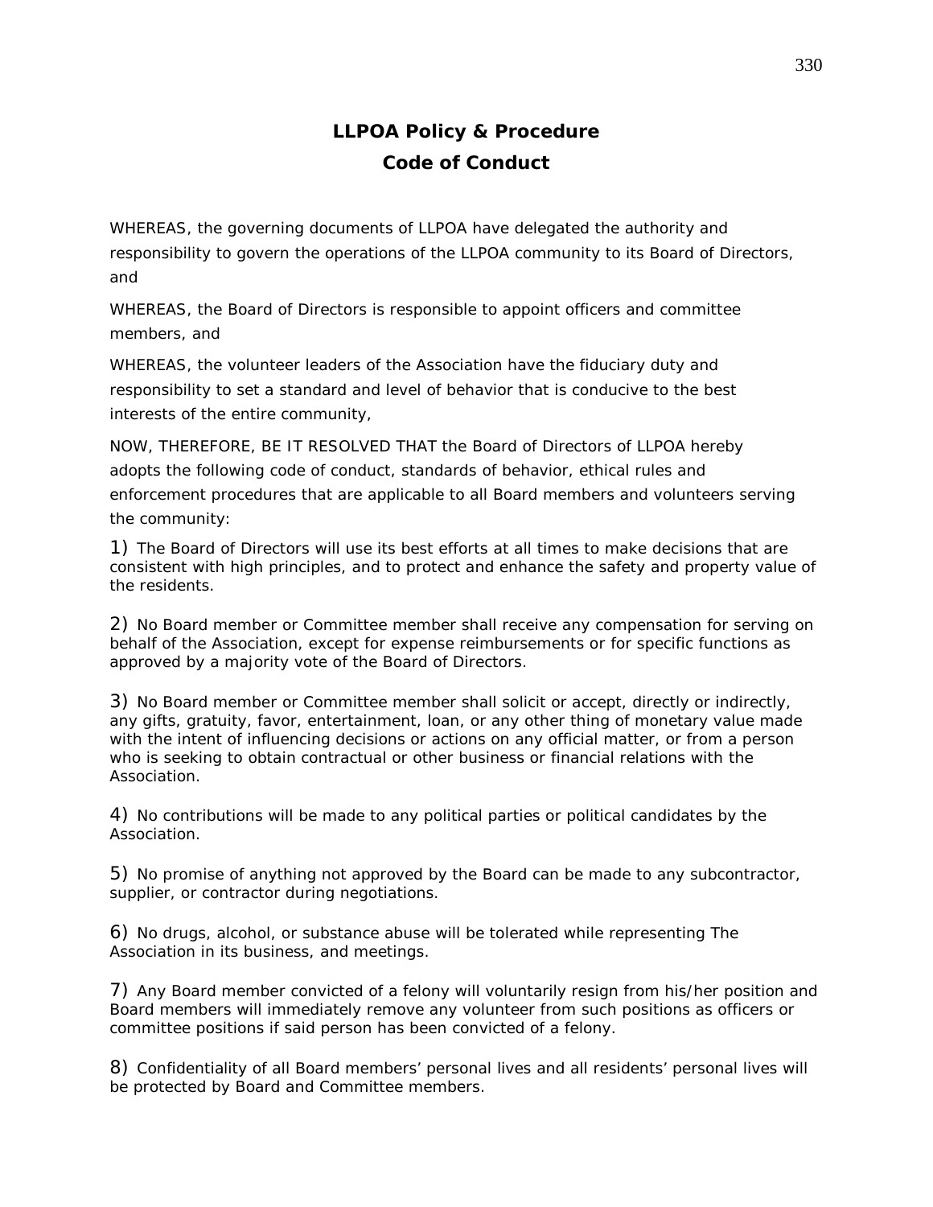# LLPOA Policy & Procedure

# Code of Conduct

WHEREAS, the governing documents of LLPOA have delegated the authority and responsibility to govern the operations of the LLPOA community to its Board of Directors, and

WHEREAS, the Board of Directors is responsible to appoint officers and committee members, and

WHEREAS, the volunteer leaders of the Association have the fiduciary duty and responsibility to set a standard and level of behavior that is conducive to the best interests of the entire community,

NOW, THEREFORE, BE IT RESOLVED THAT the Board of Directors of LLPOA hereby adopts the following code of conduct, standards of behavior, ethical rules and enforcement procedures that are applicable to all Board members and volunteers serving the community:

1) The Board of Directors will use its best efforts at all times to make decisions that are consistent with high principles, and to protect and enhance the safety and property value of the residents.

2) No Board member or Committee member shall receive any compensation for serving on behalf of the Association, except for expense reimbursements or for specific functions as approved by a majority vote of the Board of Directors.

3) No Board member or Committee member shall solicit or accept, directly or indirectly, any gifts, gratuity, favor, entertainment, loan, or any other thing of monetary value made with the intent of influencing decisions or actions on any official matter, or from a person who is seeking to obtain contractual or other business or financial relations with the Association.

4) No contributions will be made to any political parties or political candidates by the Association.

5) No promise of anything not approved by the Board can be made to any subcontractor, supplier, or contractor during negotiations.

6) No drugs, alcohol, or substance abuse will be tolerated while representing The Association in its business, and meetings.

7) Any Board member convicted of a felony will voluntarily resign from his/her position and Board members will immediately remove any volunteer from such positions as officers or committee positions if said person has been convicted of a felony.

8) Confidentiality of all Board members' personal lives and all residents' personal lives will be protected by Board and Committee members.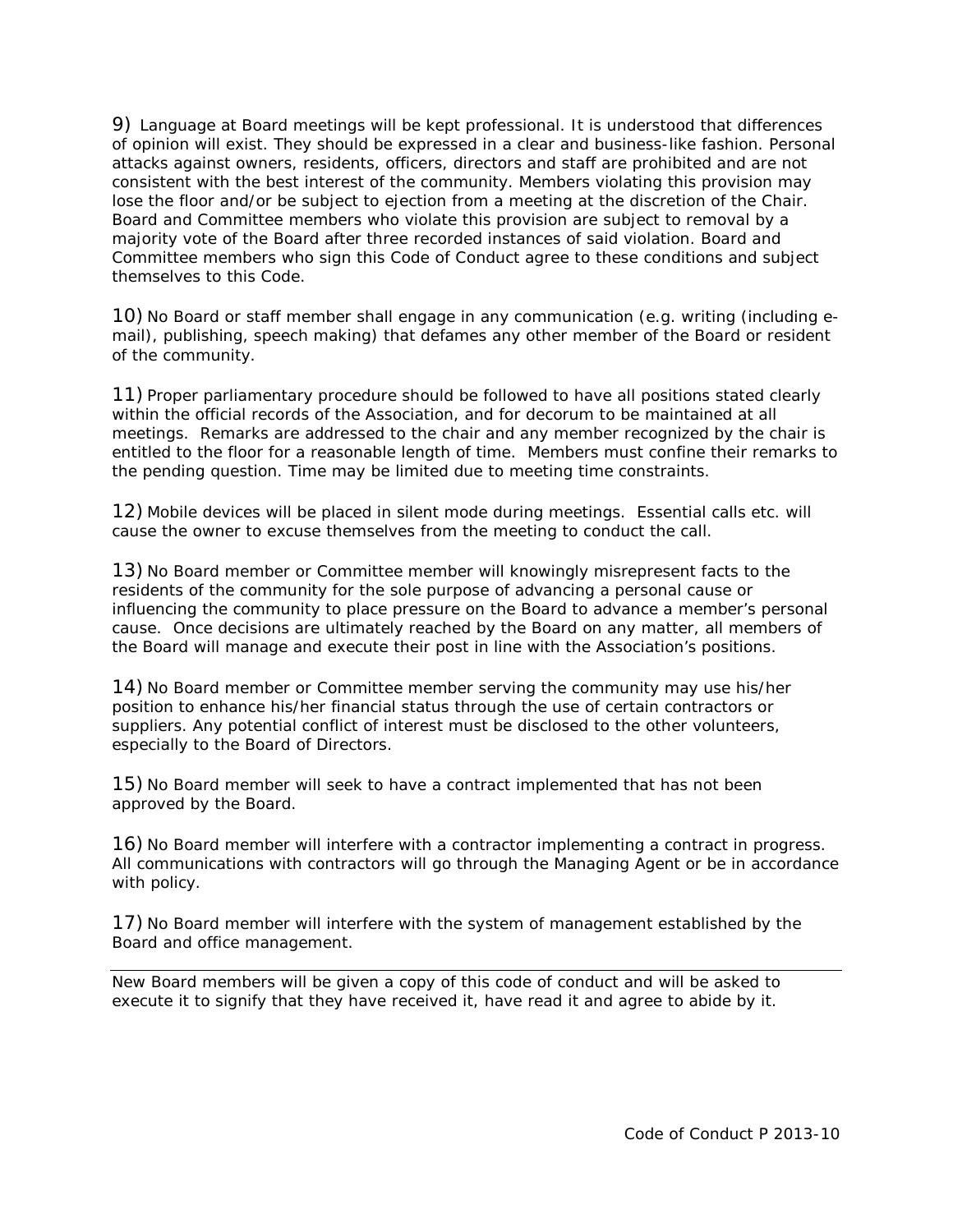9) Language at Board meetings will be kept professional. It is understood that differences of opinion will exist. They should be expressed in a clear and business-like fashion. Personal attacks against owners, residents, officers, directors and staff are prohibited and are not consistent with the best interest of the community. Members violating this provision may lose the floor and/or be subject to ejection from a meeting at the discretion of the Chair. Board and Committee members who violate this provision are subject to removal by a majority vote of the Board after three recorded instances of said violation. Board and Committee members who sign this Code of Conduct agree to these conditions and subject themselves to this Code.

10) No Board or staff member shall engage in any communication (e.g. writing (including e-mail), publishing, speech making) that defames any other member of the Board or resident of the community.

11) Proper parliamentary procedure should be followed to have all positions stated clearly within the official records of the Association, and for decorum to be maintained at all meetings. Remarks are addressed to the chair and any member recognized by the chair is entitled to the floor for a reasonable length of time. Members must confine their remarks to the pending question. Time may be limited due to meeting time constraints.

12) Mobile devices will be placed in silent mode during meetings. Essential calls etc. will cause the owner to excuse themselves from the meeting to conduct the call.

13) No Board member or Committee member will knowingly misrepresent facts to the residents of the community for the sole purpose of advancing a personal cause or influencing the community to place pressure on the Board to advance a member's personal cause. Once decisions are ultimately reached by the Board on any matter, all members of the Board will manage and execute their post in line with the Association's positions.

14) No Board member or Committee member serving the community may use his/her position to enhance his/her financial status through the use of certain contractors or suppliers. Any potential conflict of interest must be disclosed to the other volunteers, especially to the Board of Directors.

15) No Board member will seek to have a contract implemented that has not been approved by the Board.

16) No Board member will interfere with a contractor implementing a contract in progress. All communications with contractors will go through the Managing Agent or be in accordance with policy.

17) No Board member will interfere with the system of management established by the Board and office management.

---

New Board members will be given a copy of this code of conduct and will be asked to execute it to signify that they have received it, have read it and agree to abide by it.

Code of Conduct P 2013-10